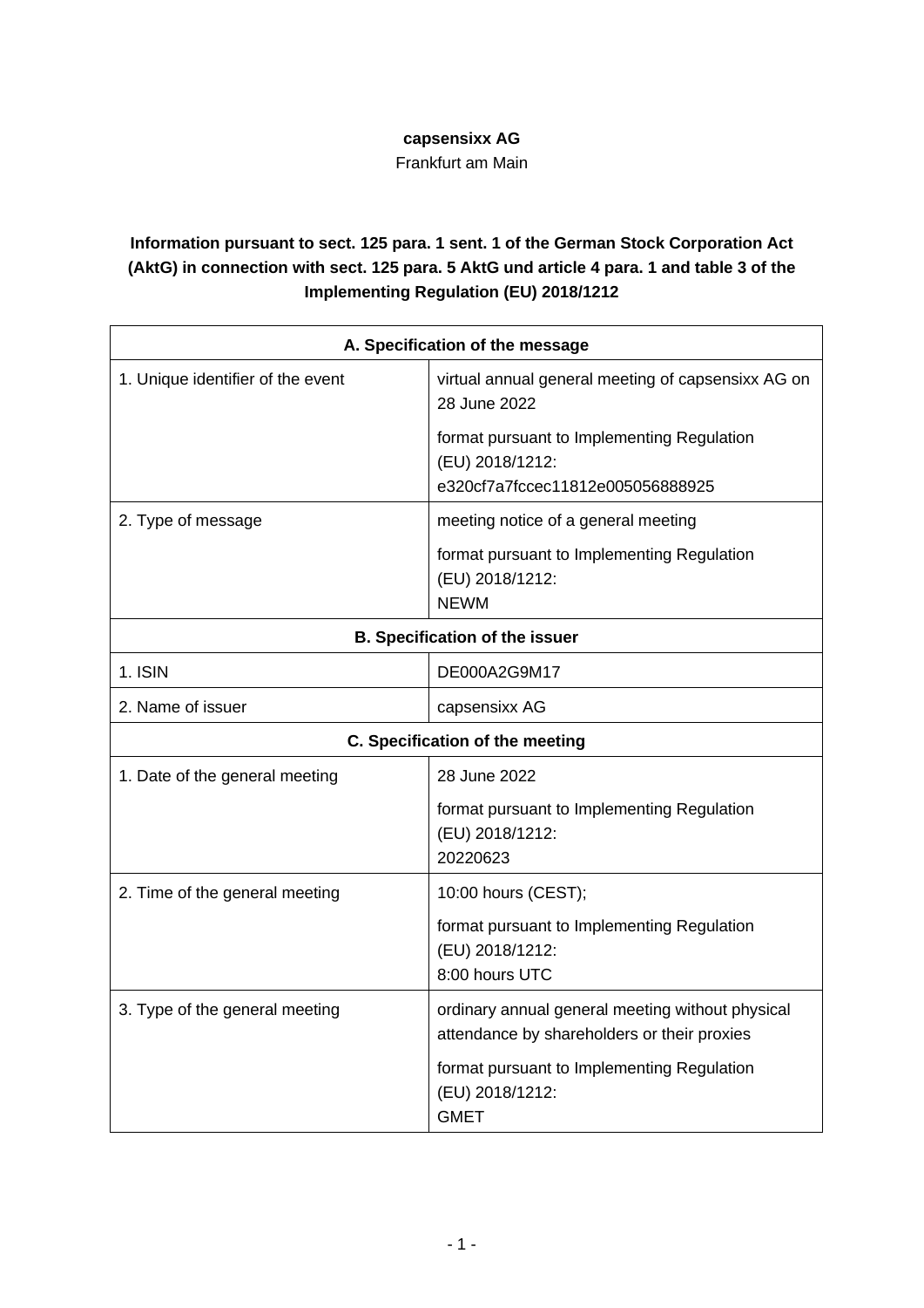**capsensixx AG**

Frankfurt am Main

**Information pursuant to sect. 125 para. 1 sent. 1 of the German Stock Corporation Act (AktG) in connection with sect. 125 para. 5 AktG und article 4 para. 1 and table 3 of the Implementing Regulation (EU) 2018/1212**

| **A. Specification of the message** | |
|---|---|
| 1. Unique identifier of the event | virtual annual general meeting of capsensixx AG on 28 June 2022<br><br>format pursuant to Implementing Regulation (EU) 2018/1212:<br>e320cf7a7fccec11812e005056888925 |
| 2. Type of message | meeting notice of a general meeting<br><br>format pursuant to Implementing Regulation (EU) 2018/1212:<br>NEWM |
| **B. Specification of the issuer** | |
| 1. ISIN | DE000A2G9M17 |
| 2. Name of issuer | capsensixx AG |
| **C. Specification of the meeting** | |
| 1. Date of the general meeting | 28 June 2022<br><br>format pursuant to Implementing Regulation (EU) 2018/1212:<br>20220623 |
| 2. Time of the general meeting | 10:00 hours (CEST);<br><br>format pursuant to Implementing Regulation (EU) 2018/1212:<br>8:00 hours UTC |
| 3. Type of the general meeting | ordinary annual general meeting without physical attendance by shareholders or their proxies<br><br>format pursuant to Implementing Regulation (EU) 2018/1212:<br>GMET |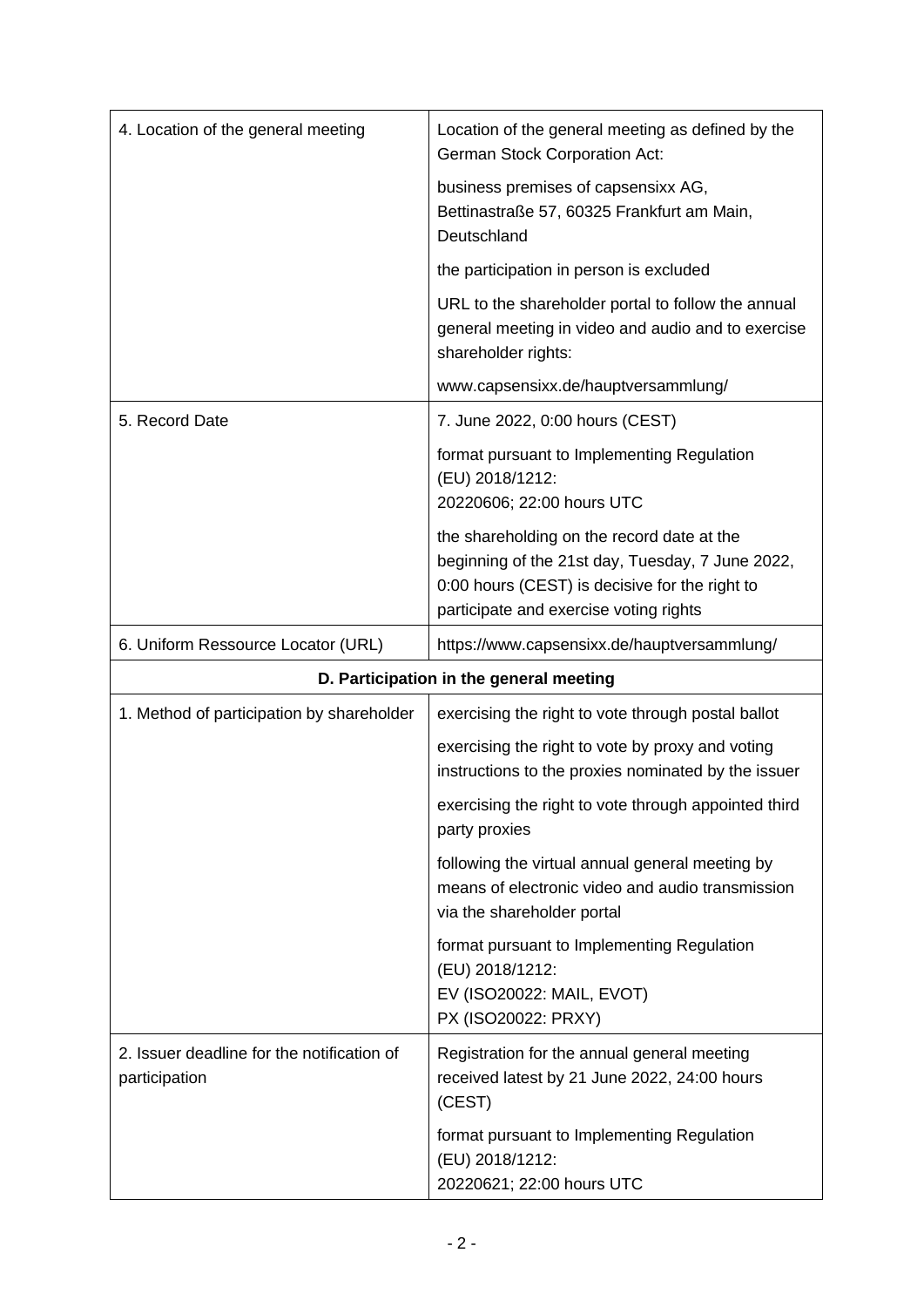| | |
|---|---|
| 4. Location of the general meeting | Location of the general meeting as defined by the German Stock Corporation Act:<br><br>business premises of capsensixx AG, Bettinastraße 57, 60325 Frankfurt am Main, Deutschland<br><br>the participation in person is excluded<br><br>URL to the shareholder portal to follow the annual general meeting in video and audio and to exercise shareholder rights:<br><br>www.capsensixx.de/hauptversammlung/ |
| 5. Record Date | 7. June 2022, 0:00 hours (CEST)<br><br>format pursuant to Implementing Regulation (EU) 2018/1212:<br>20220606; 22:00 hours UTC<br><br>the shareholding on the record date at the beginning of the 21st day, Tuesday, 7 June 2022, 0:00 hours (CEST) is decisive for the right to participate and exercise voting rights |
| 6. Uniform Ressource Locator (URL) | https://www.capsensixx.de/hauptversammlung/ |
| **D. Participation in the general meeting** | |
| 1. Method of participation by shareholder | exercising the right to vote through postal ballot<br><br>exercising the right to vote by proxy and voting instructions to the proxies nominated by the issuer<br><br>exercising the right to vote through appointed third party proxies<br><br>following the virtual annual general meeting by means of electronic video and audio transmission via the shareholder portal<br><br>format pursuant to Implementing Regulation (EU) 2018/1212:<br>EV (ISO20022: MAIL, EVOT)<br>PX (ISO20022: PRXY) |
| 2. Issuer deadline for the notification of participation | Registration for the annual general meeting received latest by 21 June 2022, 24:00 hours (CEST)<br><br>format pursuant to Implementing Regulation (EU) 2018/1212:<br>20220621; 22:00 hours UTC |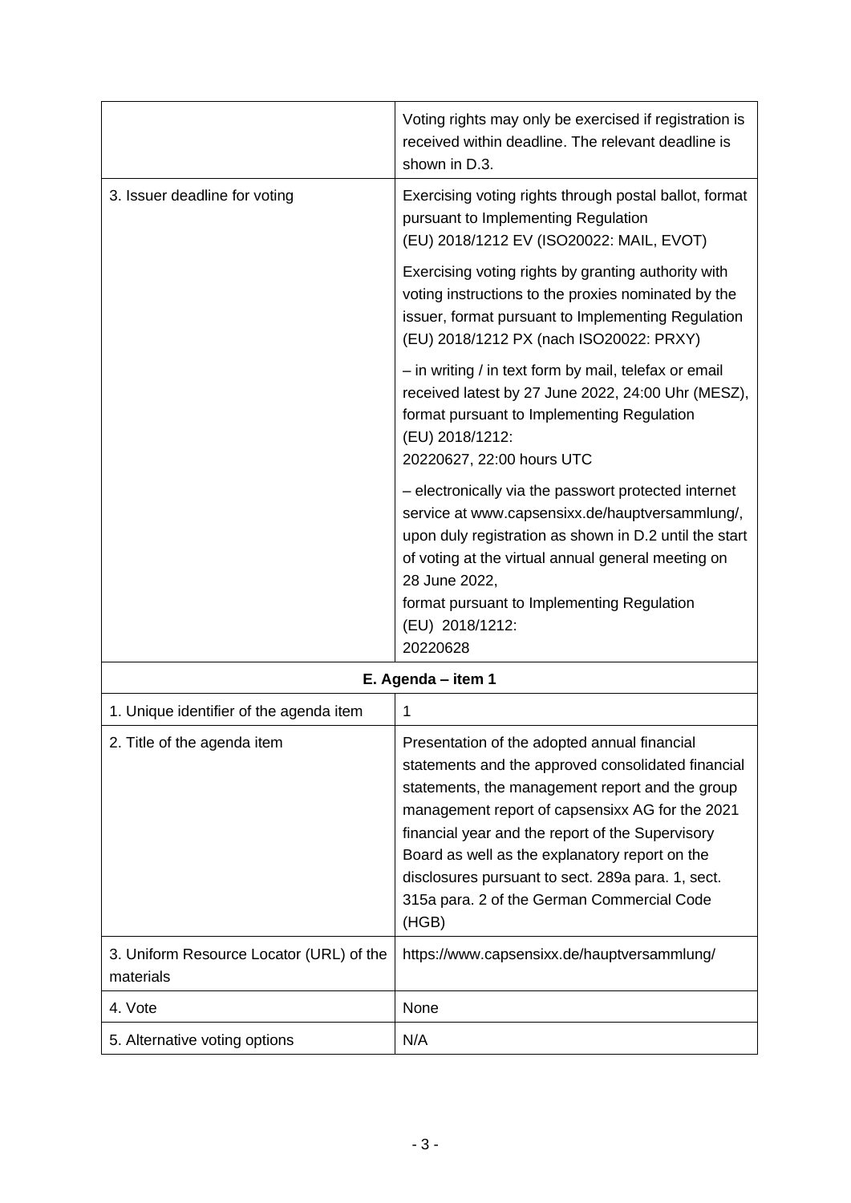| | |
|---|---|
| | Voting rights may only be exercised if registration is received within deadline. The relevant deadline is shown in D.3. |
| 3. Issuer deadline for voting | Exercising voting rights through postal ballot, format pursuant to Implementing Regulation (EU) 2018/1212 EV (ISO20022: MAIL, EVOT)<br><br>Exercising voting rights by granting authority with voting instructions to the proxies nominated by the issuer, format pursuant to Implementing Regulation (EU) 2018/1212 PX (nach ISO20022: PRXY)<br><br>– in writing / in text form by mail, telefax or email received latest by 27 June 2022, 24:00 Uhr (MESZ), format pursuant to Implementing Regulation (EU) 2018/1212:<br>20220627, 22:00 hours UTC<br><br>– electronically via the passwort protected internet service at www.capsensixx.de/hauptversammlung/, upon duly registration as shown in D.2 until the start of voting at the virtual annual general meeting on 28 June 2022,<br>format pursuant to Implementing Regulation (EU) 2018/1212:<br>20220628 |
| **E. Agenda – item 1** | |
| 1. Unique identifier of the agenda item | 1 |
| 2. Title of the agenda item | Presentation of the adopted annual financial statements and the approved consolidated financial statements, the management report and the group management report of capsensixx AG for the 2021 financial year and the report of the Supervisory Board as well as the explanatory report on the disclosures pursuant to sect. 289a para. 1, sect. 315a para. 2 of the German Commercial Code (HGB) |
| 3. Uniform Resource Locator (URL) of the materials | https://www.capsensixx.de/hauptversammlung/ |
| 4. Vote | None |
| 5. Alternative voting options | N/A |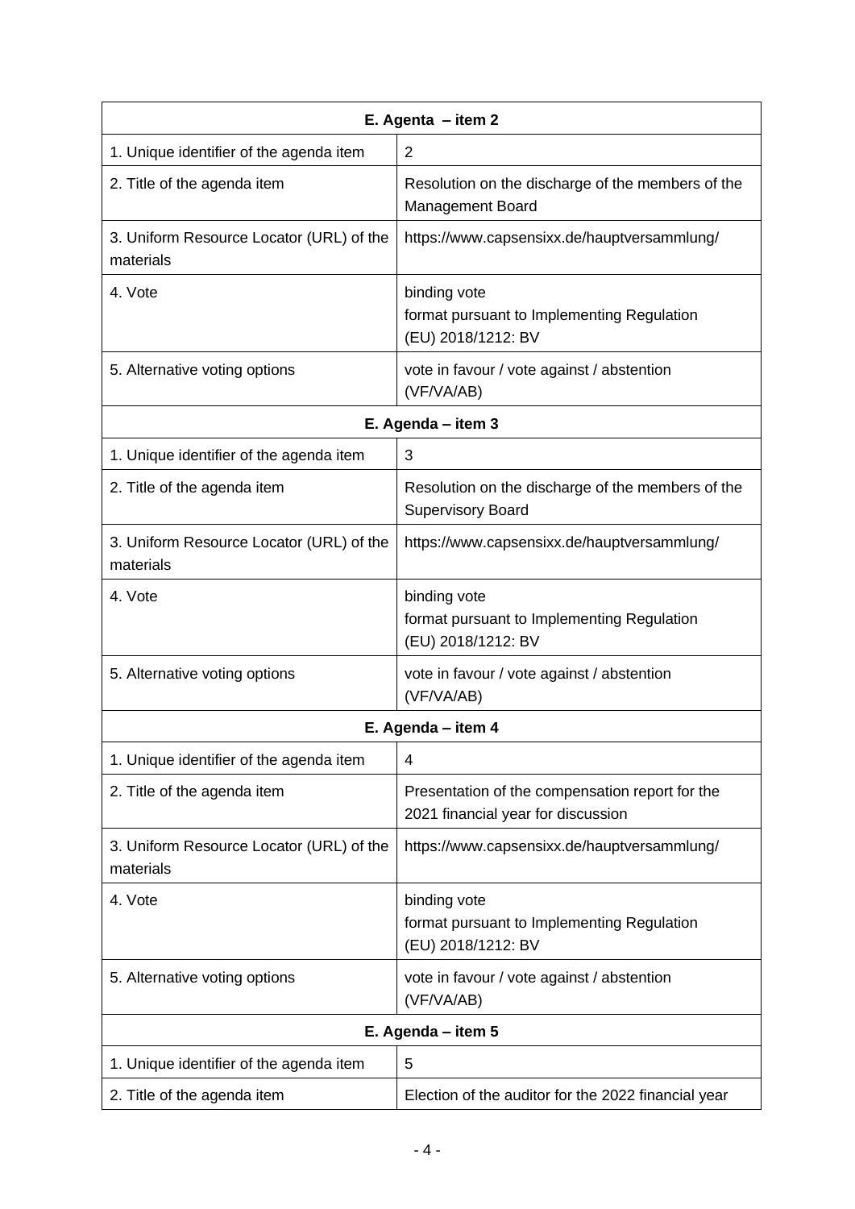| E. Agenta – item 2 | |
|---|---|
| 1. Unique identifier of the agenda item | 2 |
| 2. Title of the agenda item | Resolution on the discharge of the members of the Management Board |
| 3. Uniform Resource Locator (URL) of the materials | https://www.capsensixx.de/hauptversammlung/ |
| 4. Vote | binding vote<br>format pursuant to Implementing Regulation (EU) 2018/1212: BV |
| 5. Alternative voting options | vote in favour / vote against / abstention (VF/VA/AB) |

| E. Agenda – item 3 | |
|---|---|
| 1. Unique identifier of the agenda item | 3 |
| 2. Title of the agenda item | Resolution on the discharge of the members of the Supervisory Board |
| 3. Uniform Resource Locator (URL) of the materials | https://www.capsensixx.de/hauptversammlung/ |
| 4. Vote | binding vote<br>format pursuant to Implementing Regulation (EU) 2018/1212: BV |
| 5. Alternative voting options | vote in favour / vote against / abstention (VF/VA/AB) |

| E. Agenda – item 4 | |
|---|---|
| 1. Unique identifier of the agenda item | 4 |
| 2. Title of the agenda item | Presentation of the compensation report for the 2021 financial year for discussion |
| 3. Uniform Resource Locator (URL) of the materials | https://www.capsensixx.de/hauptversammlung/ |
| 4. Vote | binding vote<br>format pursuant to Implementing Regulation (EU) 2018/1212: BV |
| 5. Alternative voting options | vote in favour / vote against / abstention (VF/VA/AB) |

| E. Agenda – item 5 | |
|---|---|
| 1. Unique identifier of the agenda item | 5 |
| 2. Title of the agenda item | Election of the auditor for the 2022 financial year |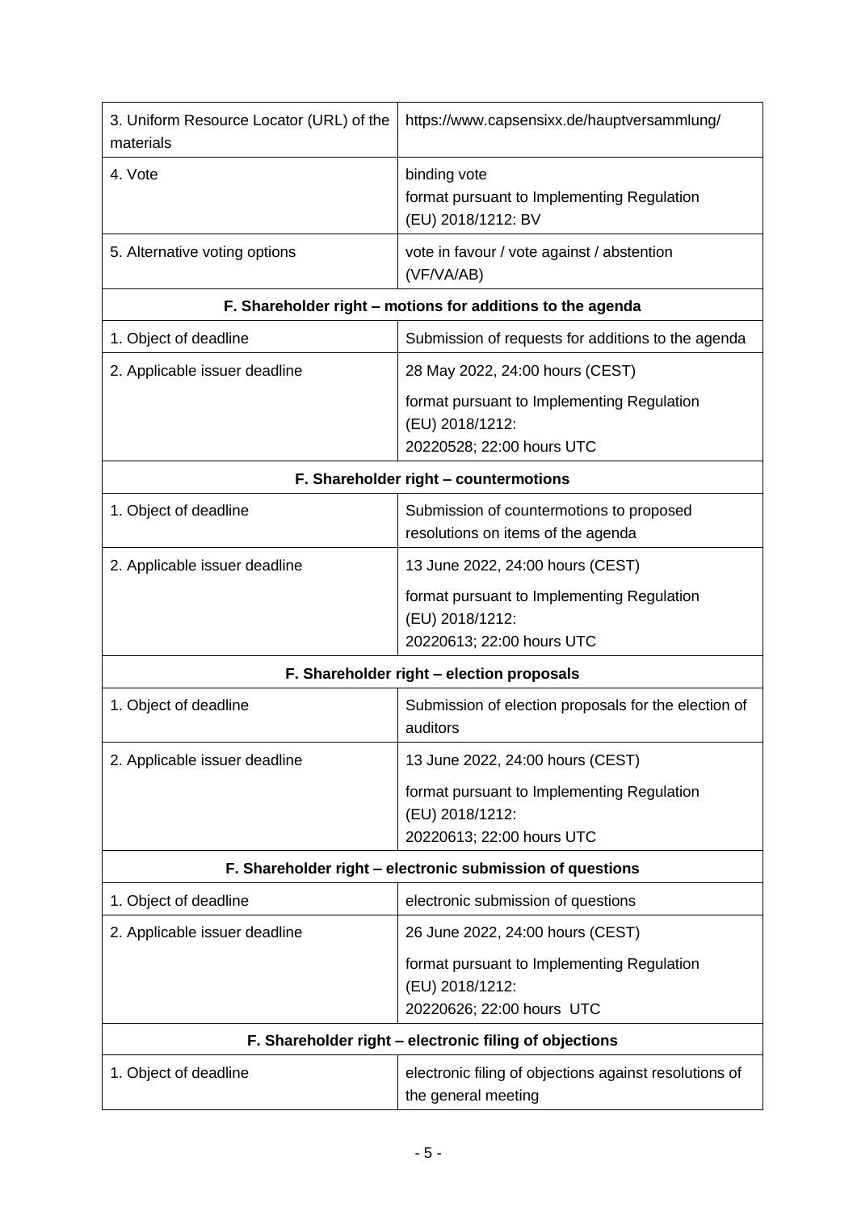| | |
|---|---|
| 3. Uniform Resource Locator (URL) of the materials | https://www.capsensixx.de/hauptversammlung/ |
| 4. Vote | binding vote<br>format pursuant to Implementing Regulation (EU) 2018/1212: BV |
| 5. Alternative voting options | vote in favour / vote against / abstention (VF/VA/AB) |
| **F. Shareholder right – motions for additions to the agenda** | |
| 1. Object of deadline | Submission of requests for additions to the agenda |
| 2. Applicable issuer deadline | 28 May 2022, 24:00 hours (CEST)<br>format pursuant to Implementing Regulation (EU) 2018/1212:<br>20220528; 22:00 hours UTC |
| **F. Shareholder right – countermotions** | |
| 1. Object of deadline | Submission of countermotions to proposed resolutions on items of the agenda |
| 2. Applicable issuer deadline | 13 June 2022, 24:00 hours (CEST)<br>format pursuant to Implementing Regulation (EU) 2018/1212:<br>20220613; 22:00 hours UTC |
| **F. Shareholder right – election proposals** | |
| 1. Object of deadline | Submission of election proposals for the election of auditors |
| 2. Applicable issuer deadline | 13 June 2022, 24:00 hours (CEST)<br>format pursuant to Implementing Regulation (EU) 2018/1212:<br>20220613; 22:00 hours UTC |
| **F. Shareholder right – electronic submission of questions** | |
| 1. Object of deadline | electronic submission of questions |
| 2. Applicable issuer deadline | 26 June 2022, 24:00 hours (CEST)<br>format pursuant to Implementing Regulation (EU) 2018/1212:<br>20220626; 22:00 hours UTC |
| **F. Shareholder right – electronic filing of objections** | |
| 1. Object of deadline | electronic filing of objections against resolutions of the general meeting |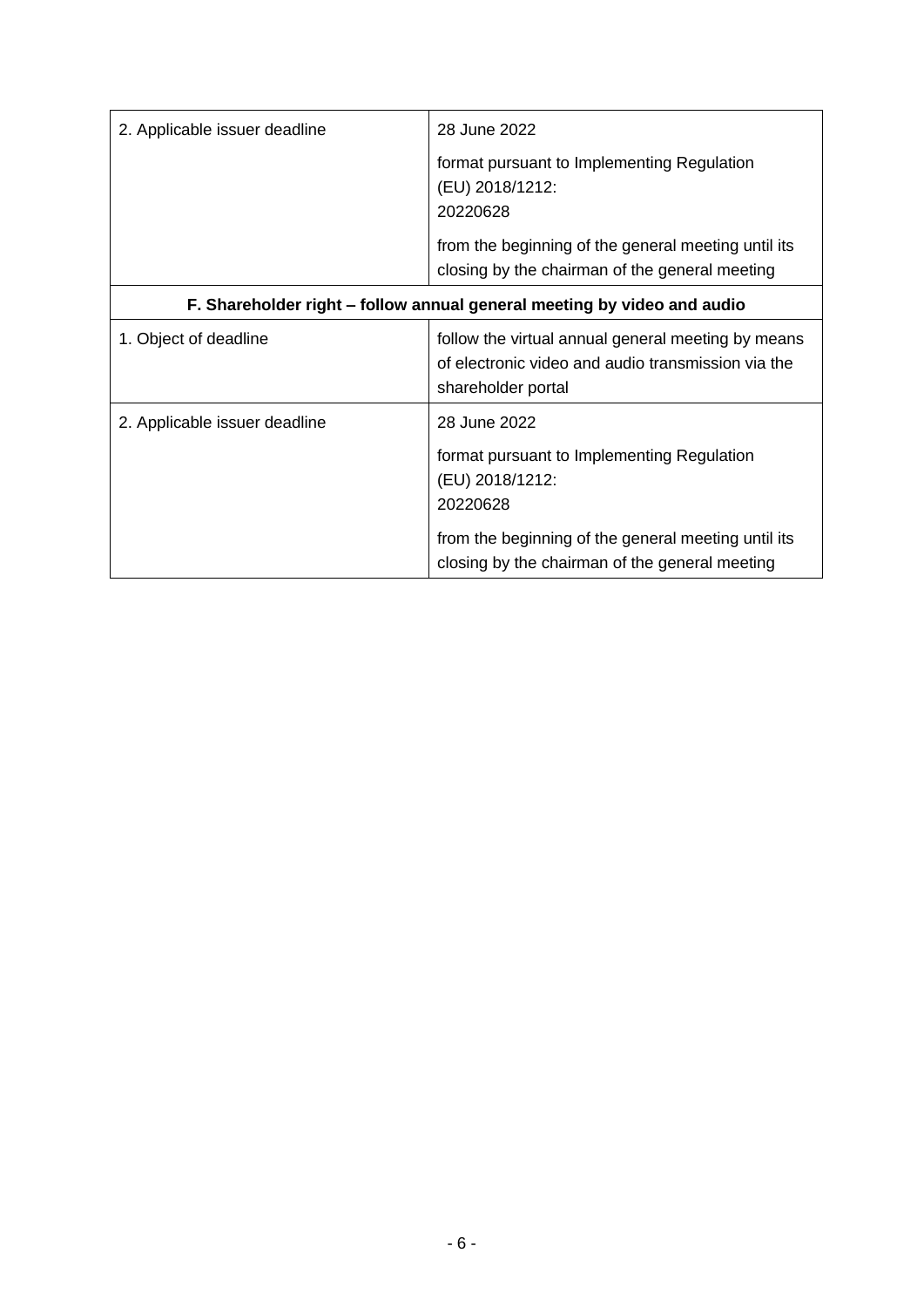| | |
|---|---|
| 2. Applicable issuer deadline | 28 June 2022<br><br>format pursuant to Implementing Regulation (EU) 2018/1212:<br>20220628<br><br>from the beginning of the general meeting until its closing by the chairman of the general meeting |
| **F. Shareholder right – follow annual general meeting by video and audio** | |
| 1. Object of deadline | follow the virtual annual general meeting by means of electronic video and audio transmission via the shareholder portal |
| 2. Applicable issuer deadline | 28 June 2022<br><br>format pursuant to Implementing Regulation (EU) 2018/1212:<br>20220628<br><br>from the beginning of the general meeting until its closing by the chairman of the general meeting |